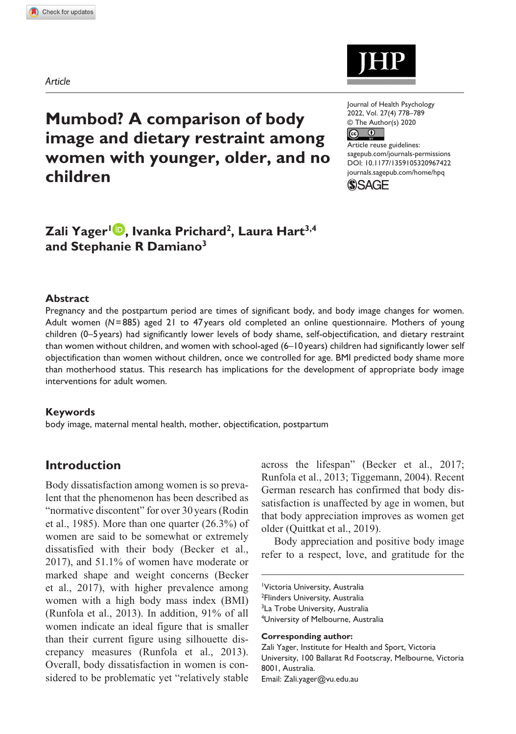*Article*

# Mumbod? A comparison of body image and dietary restraint among women with younger, older, and no children

Journal of Health Psychology
2022, Vol. 27(4) 778–789
© The Author(s) 2020
Article reuse guidelines:
sagepub.com/journals-permissions
DOI: 10.1177/1359105320967422
journals.sagepub.com/home/hpq

**Zali Yager[1], Ivanka Prichard[2], Laura Hart[3,4] and Stephanie R Damiano[3]**

## Abstract

Pregnancy and the postpartum period are times of significant body, and body image changes for women. Adult women ($N$ = 885) aged 21 to 47 years old completed an online questionnaire. Mothers of young children (0–5 years) had significantly lower levels of body shame, self-objectification, and dietary restraint than women without children, and women with school-aged (6–10 years) children had significantly lower self objectification than women without children, once we controlled for age. BMI predicted body shame more than motherhood status. This research has implications for the development of appropriate body image interventions for adult women.

## Keywords

body image, maternal mental health, mother, objectification, postpartum

## Introduction

Body dissatisfaction among women is so prevalent that the phenomenon has been described as "normative discontent" for over 30 years (Rodin et al., 1985). More than one quarter (26.3%) of women are said to be somewhat or extremely dissatisfied with their body (Becker et al., 2017), and 51.1% of women have moderate or marked shape and weight concerns (Becker et al., 2017), with higher prevalence among women with a high body mass index (BMI) (Runfola et al., 2013). In addition, 91% of all women indicate an ideal figure that is smaller than their current figure using silhouette discrepancy measures (Runfola et al., 2013). Overall, body dissatisfaction in women is considered to be problematic yet "relatively stable across the lifespan" (Becker et al., 2017; Runfola et al., 2013; Tiggemann, 2004). Recent German research has confirmed that body dissatisfaction is unaffected by age in women, but that body appreciation improves as women get older (Quittkat et al., 2019).

Body appreciation and positive body image refer to a respect, love, and gratitude for the

[1]Victoria University, Australia
[2]Flinders University, Australia
[3]La Trobe University, Australia
[4]University of Melbourne, Australia

**Corresponding author:**
Zali Yager, Institute for Health and Sport, Victoria University, 100 Ballarat Rd Footscray, Melbourne, Victoria 8001, Australia.
Email: Zali.yager@vu.edu.au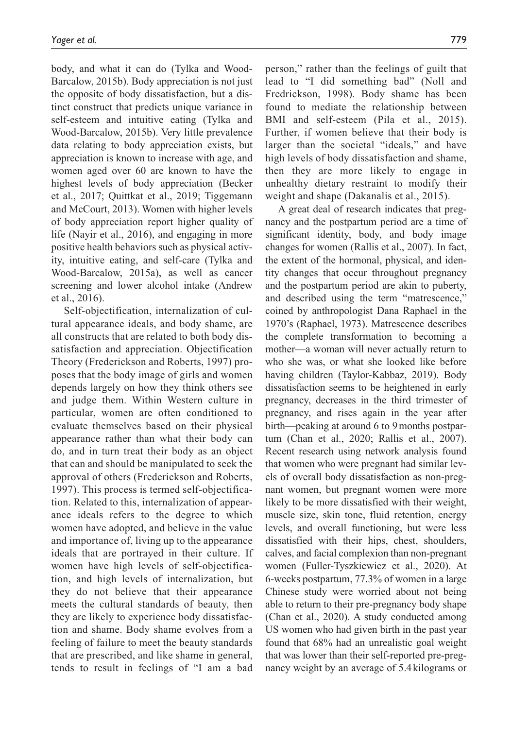body, and what it can do (Tylka and Wood-Barcalow, 2015b). Body appreciation is not just the opposite of body dissatisfaction, but a distinct construct that predicts unique variance in self-esteem and intuitive eating (Tylka and Wood-Barcalow, 2015b). Very little prevalence data relating to body appreciation exists, but appreciation is known to increase with age, and women aged over 60 are known to have the highest levels of body appreciation (Becker et al., 2017; Quittkat et al., 2019; Tiggemann and McCourt, 2013). Women with higher levels of body appreciation report higher quality of life (Nayir et al., 2016), and engaging in more positive health behaviors such as physical activity, intuitive eating, and self-care (Tylka and Wood-Barcalow, 2015a), as well as cancer screening and lower alcohol intake (Andrew et al., 2016).

Self-objectification, internalization of cultural appearance ideals, and body shame, are all constructs that are related to both body dissatisfaction and appreciation. Objectification Theory (Frederickson and Roberts, 1997) proposes that the body image of girls and women depends largely on how they think others see and judge them. Within Western culture in particular, women are often conditioned to evaluate themselves based on their physical appearance rather than what their body can do, and in turn treat their body as an object that can and should be manipulated to seek the approval of others (Frederickson and Roberts, 1997). This process is termed self-objectification. Related to this, internalization of appearance ideals refers to the degree to which women have adopted, and believe in the value and importance of, living up to the appearance ideals that are portrayed in their culture. If women have high levels of self-objectification, and high levels of internalization, but they do not believe that their appearance meets the cultural standards of beauty, then they are likely to experience body dissatisfaction and shame. Body shame evolves from a feeling of failure to meet the beauty standards that are prescribed, and like shame in general, tends to result in feelings of "I am a bad person," rather than the feelings of guilt that lead to "I did something bad" (Noll and Fredrickson, 1998). Body shame has been found to mediate the relationship between BMI and self-esteem (Pila et al., 2015). Further, if women believe that their body is larger than the societal "ideals," and have high levels of body dissatisfaction and shame, then they are more likely to engage in unhealthy dietary restraint to modify their weight and shape (Dakanalis et al., 2015).

A great deal of research indicates that pregnancy and the postpartum period are a time of significant identity, body, and body image changes for women (Rallis et al., 2007). In fact, the extent of the hormonal, physical, and identity changes that occur throughout pregnancy and the postpartum period are akin to puberty, and described using the term "matrescence," coined by anthropologist Dana Raphael in the 1970's (Raphael, 1973). Matrescence describes the complete transformation to becoming a mother—a woman will never actually return to who she was, or what she looked like before having children (Taylor-Kabbaz, 2019). Body dissatisfaction seems to be heightened in early pregnancy, decreases in the third trimester of pregnancy, and rises again in the year after birth—peaking at around 6 to 9 months postpartum (Chan et al., 2020; Rallis et al., 2007). Recent research using network analysis found that women who were pregnant had similar levels of overall body dissatisfaction as non-pregnant women, but pregnant women were more likely to be more dissatisfied with their weight, muscle size, skin tone, fluid retention, energy levels, and overall functioning, but were less dissatisfied with their hips, chest, shoulders, calves, and facial complexion than non-pregnant women (Fuller-Tyszkiewicz et al., 2020). At 6-weeks postpartum, 77.3% of women in a large Chinese study were worried about not being able to return to their pre-pregnancy body shape (Chan et al., 2020). A study conducted among US women who had given birth in the past year found that 68% had an unrealistic goal weight that was lower than their self-reported pre-pregnancy weight by an average of 5.4 kilograms or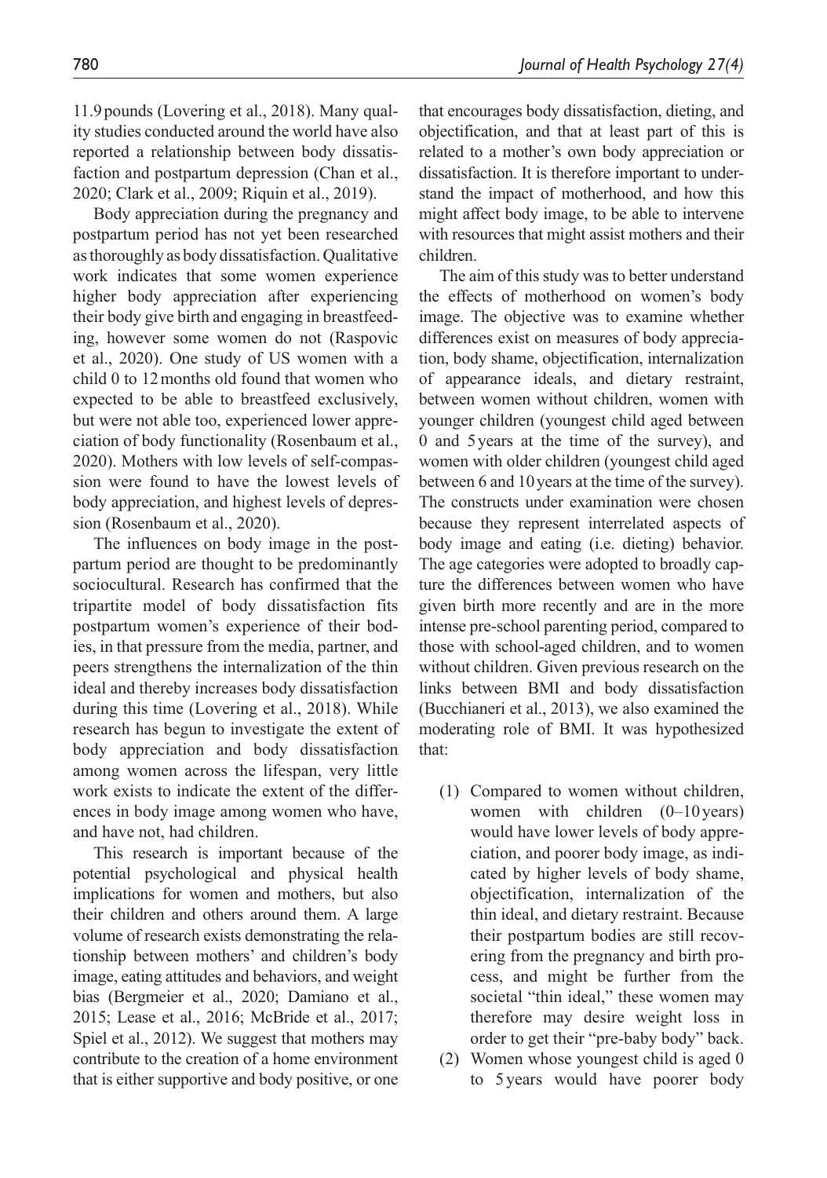11.9 pounds (Lovering et al., 2018). Many quality studies conducted around the world have also reported a relationship between body dissatisfaction and postpartum depression (Chan et al., 2020; Clark et al., 2009; Riquin et al., 2019).

Body appreciation during the pregnancy and postpartum period has not yet been researched as thoroughly as body dissatisfaction. Qualitative work indicates that some women experience higher body appreciation after experiencing their body give birth and engaging in breastfeeding, however some women do not (Raspovic et al., 2020). One study of US women with a child 0 to 12 months old found that women who expected to be able to breastfeed exclusively, but were not able too, experienced lower appreciation of body functionality (Rosenbaum et al., 2020). Mothers with low levels of self-compassion were found to have the lowest levels of body appreciation, and highest levels of depression (Rosenbaum et al., 2020).

The influences on body image in the postpartum period are thought to be predominantly sociocultural. Research has confirmed that the tripartite model of body dissatisfaction fits postpartum women's experience of their bodies, in that pressure from the media, partner, and peers strengthens the internalization of the thin ideal and thereby increases body dissatisfaction during this time (Lovering et al., 2018). While research has begun to investigate the extent of body appreciation and body dissatisfaction among women across the lifespan, very little work exists to indicate the extent of the differences in body image among women who have, and have not, had children.

This research is important because of the potential psychological and physical health implications for women and mothers, but also their children and others around them. A large volume of research exists demonstrating the relationship between mothers' and children's body image, eating attitudes and behaviors, and weight bias (Bergmeier et al., 2020; Damiano et al., 2015; Lease et al., 2016; McBride et al., 2017; Spiel et al., 2012). We suggest that mothers may contribute to the creation of a home environment that is either supportive and body positive, or one that encourages body dissatisfaction, dieting, and objectification, and that at least part of this is related to a mother's own body appreciation or dissatisfaction. It is therefore important to understand the impact of motherhood, and how this might affect body image, to be able to intervene with resources that might assist mothers and their children.

The aim of this study was to better understand the effects of motherhood on women's body image. The objective was to examine whether differences exist on measures of body appreciation, body shame, objectification, internalization of appearance ideals, and dietary restraint, between women without children, women with younger children (youngest child aged between 0 and 5 years at the time of the survey), and women with older children (youngest child aged between 6 and 10 years at the time of the survey). The constructs under examination were chosen because they represent interrelated aspects of body image and eating (i.e. dieting) behavior. The age categories were adopted to broadly capture the differences between women who have given birth more recently and are in the more intense pre-school parenting period, compared to those with school-aged children, and to women without children. Given previous research on the links between BMI and body dissatisfaction (Bucchianeri et al., 2013), we also examined the moderating role of BMI. It was hypothesized that:

(1) Compared to women without children, women with children (0–10 years) would have lower levels of body appreciation, and poorer body image, as indicated by higher levels of body shame, objectification, internalization of the thin ideal, and dietary restraint. Because their postpartum bodies are still recovering from the pregnancy and birth process, and might be further from the societal "thin ideal," these women may therefore may desire weight loss in order to get their "pre-baby body" back.

(2) Women whose youngest child is aged 0 to 5 years would have poorer body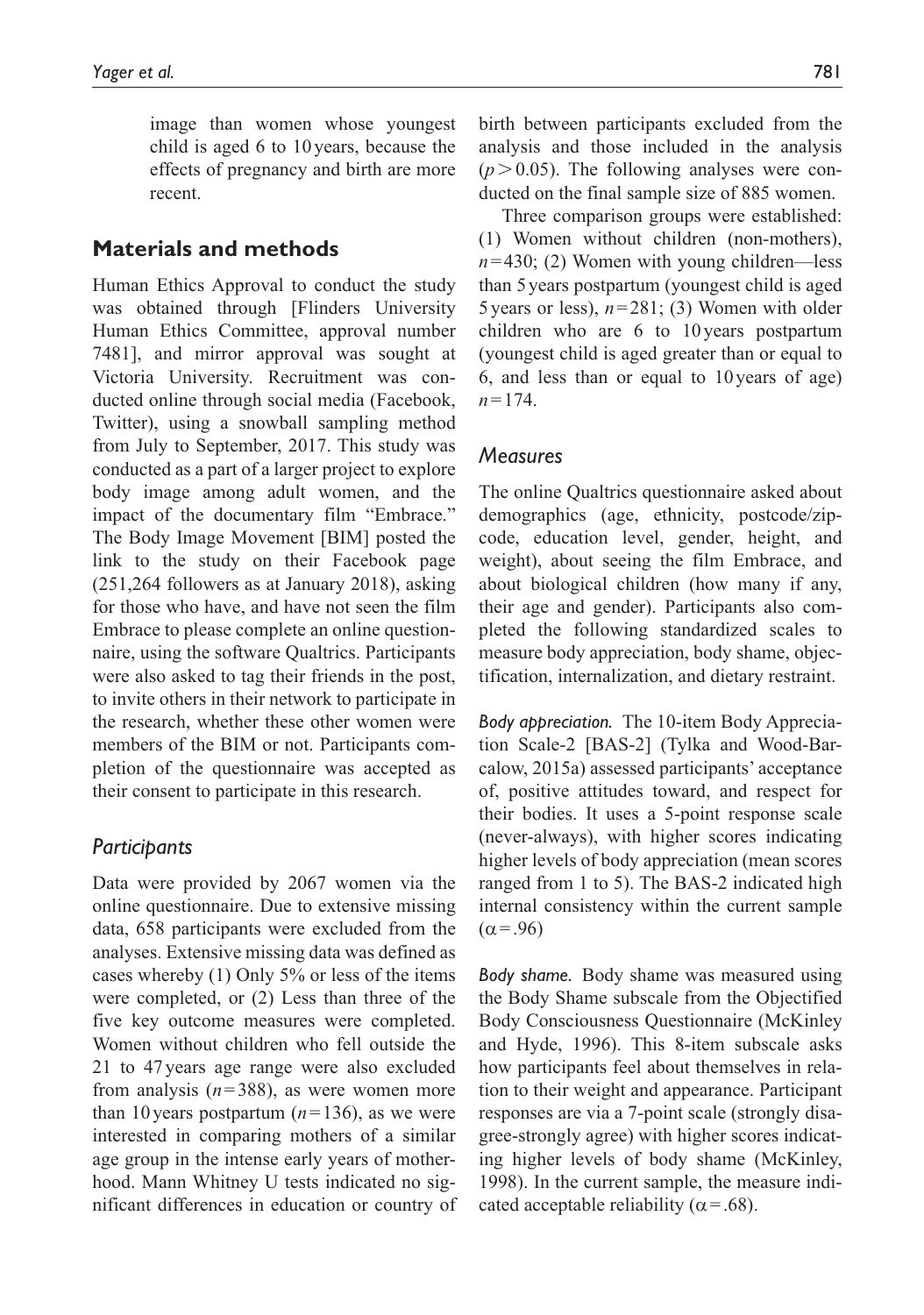image than women whose youngest child is aged 6 to 10 years, because the effects of pregnancy and birth are more recent.

## Materials and methods

Human Ethics Approval to conduct the study was obtained through [Flinders University Human Ethics Committee, approval number 7481], and mirror approval was sought at Victoria University. Recruitment was conducted online through social media (Facebook, Twitter), using a snowball sampling method from July to September, 2017. This study was conducted as a part of a larger project to explore body image among adult women, and the impact of the documentary film "Embrace." The Body Image Movement [BIM] posted the link to the study on their Facebook page (251,264 followers as at January 2018), asking for those who have, and have not seen the film Embrace to please complete an online questionnaire, using the software Qualtrics. Participants were also asked to tag their friends in the post, to invite others in their network to participate in the research, whether these other women were members of the BIM or not. Participants completion of the questionnaire was accepted as their consent to participate in this research.

### *Participants*

Data were provided by 2067 women via the online questionnaire. Due to extensive missing data, 658 participants were excluded from the analyses. Extensive missing data was defined as cases whereby (1) Only 5% or less of the items were completed, or (2) Less than three of the five key outcome measures were completed. Women without children who fell outside the 21 to 47 years age range were also excluded from analysis ($n = 388$), as were women more than 10 years postpartum ($n = 136$), as we were interested in comparing mothers of a similar age group in the intense early years of motherhood. Mann Whitney U tests indicated no significant differences in education or country of birth between participants excluded from the analysis and those included in the analysis ($p > 0.05$). The following analyses were conducted on the final sample size of 885 women.

Three comparison groups were established: (1) Women without children (non-mothers), $n = 430$; (2) Women with young children—less than 5 years postpartum (youngest child is aged 5 years or less), $n = 281$; (3) Women with older children who are 6 to 10 years postpartum (youngest child is aged greater than or equal to 6, and less than or equal to 10 years of age) $n = 174$.

### *Measures*

The online Qualtrics questionnaire asked about demographics (age, ethnicity, postcode/zipcode, education level, gender, height, and weight), about seeing the film Embrace, and about biological children (how many if any, their age and gender). Participants also completed the following standardized scales to measure body appreciation, body shame, objectification, internalization, and dietary restraint.

*Body appreciation.* The 10-item Body Appreciation Scale-2 [BAS-2] (Tylka and Wood-Barcalow, 2015a) assessed participants' acceptance of, positive attitudes toward, and respect for their bodies. It uses a 5-point response scale (never-always), with higher scores indicating higher levels of body appreciation (mean scores ranged from 1 to 5). The BAS-2 indicated high internal consistency within the current sample ($\alpha = .96$)

*Body shame.* Body shame was measured using the Body Shame subscale from the Objectified Body Consciousness Questionnaire (McKinley and Hyde, 1996). This 8-item subscale asks how participants feel about themselves in relation to their weight and appearance. Participant responses are via a 7-point scale (strongly disagree-strongly agree) with higher scores indicating higher levels of body shame (McKinley, 1998). In the current sample, the measure indicated acceptable reliability ($\alpha = .68$).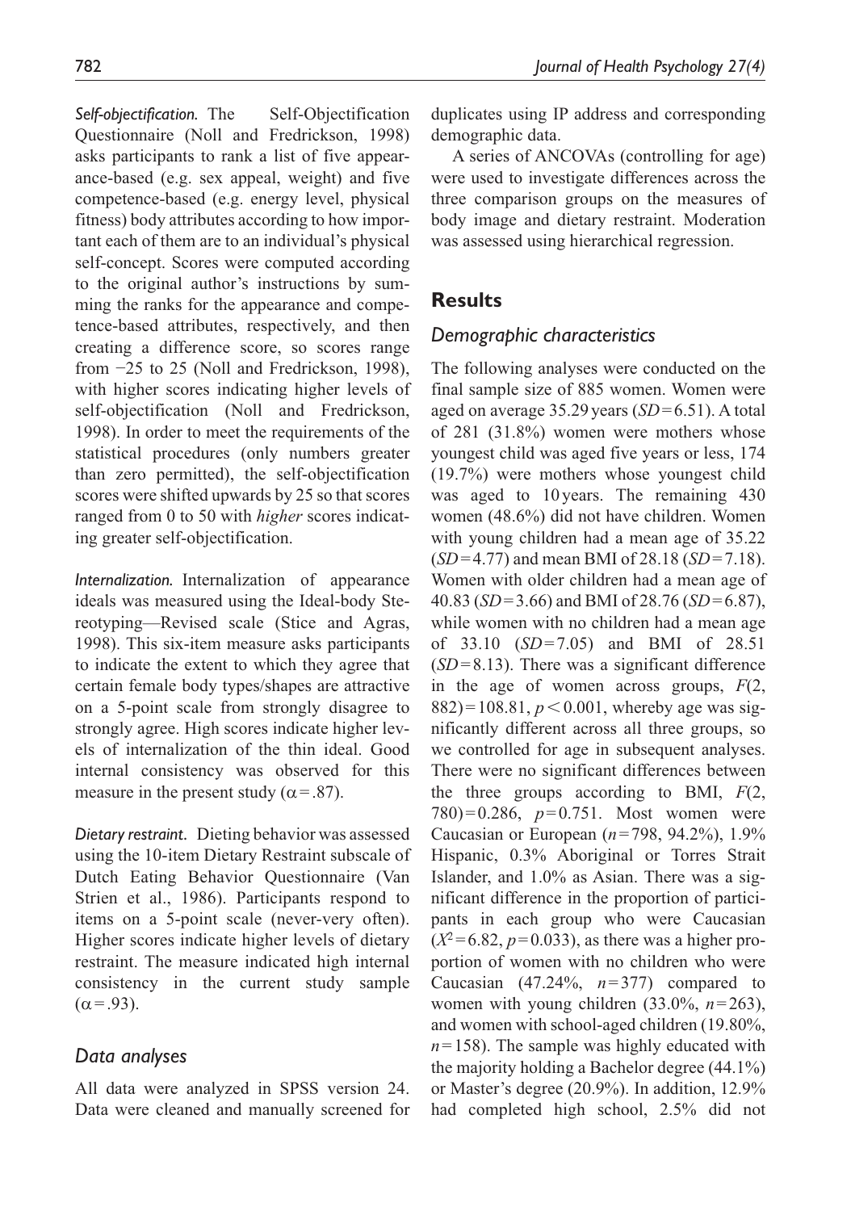*Self-objectification.* The Self-Objectification Questionnaire (Noll and Fredrickson, 1998) asks participants to rank a list of five appearance-based (e.g. sex appeal, weight) and five competence-based (e.g. energy level, physical fitness) body attributes according to how important each of them are to an individual's physical self-concept. Scores were computed according to the original author's instructions by summing the ranks for the appearance and competence-based attributes, respectively, and then creating a difference score, so scores range from −25 to 25 (Noll and Fredrickson, 1998), with higher scores indicating higher levels of self-objectification (Noll and Fredrickson, 1998). In order to meet the requirements of the statistical procedures (only numbers greater than zero permitted), the self-objectification scores were shifted upwards by 25 so that scores ranged from 0 to 50 with *higher* scores indicating greater self-objectification.

*Internalization.* Internalization of appearance ideals was measured using the Ideal-body Stereotyping—Revised scale (Stice and Agras, 1998). This six-item measure asks participants to indicate the extent to which they agree that certain female body types/shapes are attractive on a 5-point scale from strongly disagree to strongly agree. High scores indicate higher levels of internalization of the thin ideal. Good internal consistency was observed for this measure in the present study ($\alpha = .87$).

*Dietary restraint.* Dieting behavior was assessed using the 10-item Dietary Restraint subscale of Dutch Eating Behavior Questionnaire (Van Strien et al., 1986). Participants respond to items on a 5-point scale (never-very often). Higher scores indicate higher levels of dietary restraint. The measure indicated high internal consistency in the current study sample ($\alpha = .93$).

## Data analyses

All data were analyzed in SPSS version 24. Data were cleaned and manually screened for duplicates using IP address and corresponding demographic data.

A series of ANCOVAs (controlling for age) were used to investigate differences across the three comparison groups on the measures of body image and dietary restraint. Moderation was assessed using hierarchical regression.

# Results

## Demographic characteristics

The following analyses were conducted on the final sample size of 885 women. Women were aged on average 35.29 years (*SD* = 6.51). A total of 281 (31.8%) women were mothers whose youngest child was aged five years or less, 174 (19.7%) were mothers whose youngest child was aged to 10 years. The remaining 430 women (48.6%) did not have children. Women with young children had a mean age of 35.22 (*SD* = 4.77) and mean BMI of 28.18 (*SD* = 7.18). Women with older children had a mean age of 40.83 (*SD* = 3.66) and BMI of 28.76 (*SD* = 6.87), while women with no children had a mean age of 33.10 (*SD* = 7.05) and BMI of 28.51 (*SD* = 8.13). There was a significant difference in the age of women across groups, $F(2, 882) = 108.81$, $p < 0.001$, whereby age was significantly different across all three groups, so we controlled for age in subsequent analyses. There were no significant differences between the three groups according to BMI, $F(2, 780) = 0.286$, $p = 0.751$. Most women were Caucasian or European ($n = 798$, 94.2%), 1.9% Hispanic, 0.3% Aboriginal or Torres Strait Islander, and 1.0% as Asian. There was a significant difference in the proportion of participants in each group who were Caucasian ($X^2 = 6.82$, $p = 0.033$), as there was a higher proportion of women with no children who were Caucasian (47.24%, $n = 377$) compared to women with young children (33.0%, $n = 263$), and women with school-aged children (19.80%, $n = 158$). The sample was highly educated with the majority holding a Bachelor degree (44.1%) or Master's degree (20.9%). In addition, 12.9% had completed high school, 2.5% did not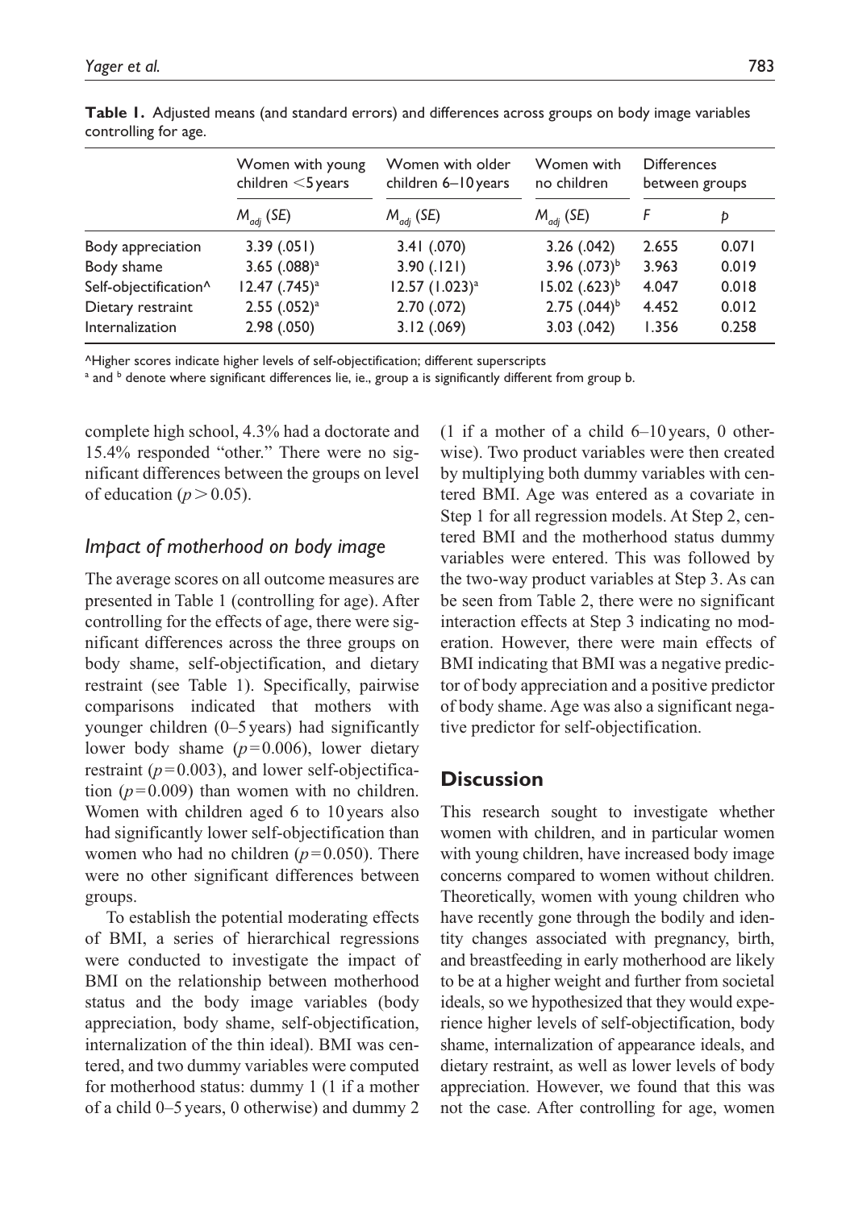**Table 1.** Adjusted means (and standard errors) and differences across groups on body image variables controlling for age.

| | Women with young children <5 years | Women with older children 6–10 years | Women with no children | Differences between groups | |
|---|---|---|---|---|---|
| | $M_{adj}$ (*SE*) | $M_{adj}$ (*SE*) | $M_{adj}$ (*SE*) | *F* | *p* |
| Body appreciation | 3.39 (.051) | 3.41 (.070) | 3.26 (.042) | 2.655 | 0.071 |
| Body shame | 3.65 (.088)[a] | 3.90 (.121) | 3.96 (.073)[b] | 3.963 | 0.019 |
| Self-objectification^ | 12.47 (.745)[a] | 12.57 (1.023)[a] | 15.02 (.623)[b] | 4.047 | 0.018 |
| Dietary restraint | 2.55 (.052)[a] | 2.70 (.072) | 2.75 (.044)[b] | 4.452 | 0.012 |
| Internalization | 2.98 (.050) | 3.12 (.069) | 3.03 (.042) | 1.356 | 0.258 |

^Higher scores indicate higher levels of self-objectification; different superscripts
[a] and [b] denote where significant differences lie, ie., group a is significantly different from group b.

complete high school, 4.3% had a doctorate and 15.4% responded "other." There were no significant differences between the groups on level of education ($p > 0.05$).

### *Impact of motherhood on body image*

The average scores on all outcome measures are presented in Table 1 (controlling for age). After controlling for the effects of age, there were significant differences across the three groups on body shame, self-objectification, and dietary restraint (see Table 1). Specifically, pairwise comparisons indicated that mothers with younger children (0–5 years) had significantly lower body shame ($p = 0.006$), lower dietary restraint ($p = 0.003$), and lower self-objectification ($p = 0.009$) than women with no children. Women with children aged 6 to 10 years also had significantly lower self-objectification than women who had no children ($p = 0.050$). There were no other significant differences between groups.

To establish the potential moderating effects of BMI, a series of hierarchical regressions were conducted to investigate the impact of BMI on the relationship between motherhood status and the body image variables (body appreciation, body shame, self-objectification, internalization of the thin ideal). BMI was centered, and two dummy variables were computed for motherhood status: dummy 1 (1 if a mother of a child 0–5 years, 0 otherwise) and dummy 2 (1 if a mother of a child 6–10 years, 0 otherwise). Two product variables were then created by multiplying both dummy variables with centered BMI. Age was entered as a covariate in Step 1 for all regression models. At Step 2, centered BMI and the motherhood status dummy variables were entered. This was followed by the two-way product variables at Step 3. As can be seen from Table 2, there were no significant interaction effects at Step 3 indicating no moderation. However, there were main effects of BMI indicating that BMI was a negative predictor of body appreciation and a positive predictor of body shame. Age was also a significant negative predictor for self-objectification.

## **Discussion**

This research sought to investigate whether women with children, and in particular women with young children, have increased body image concerns compared to women without children. Theoretically, women with young children who have recently gone through the bodily and identity changes associated with pregnancy, birth, and breastfeeding in early motherhood are likely to be at a higher weight and further from societal ideals, so we hypothesized that they would experience higher levels of self-objectification, body shame, internalization of appearance ideals, and dietary restraint, as well as lower levels of body appreciation. However, we found that this was not the case. After controlling for age, women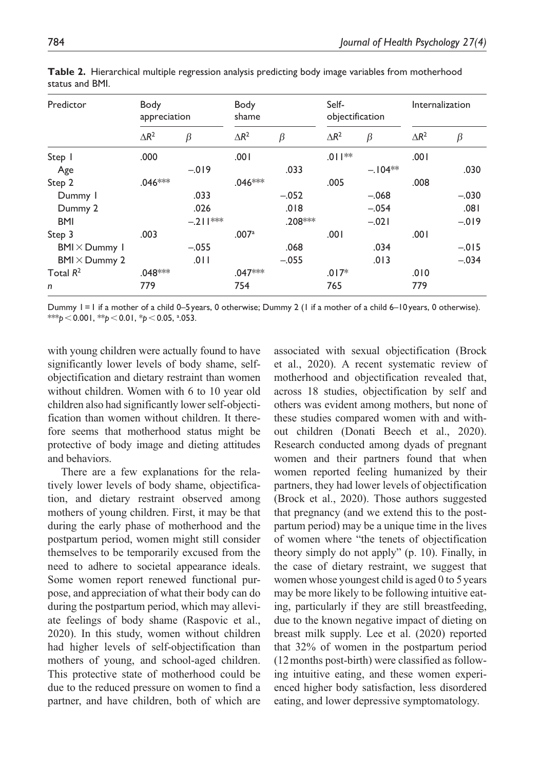**Table 2.** Hierarchical multiple regression analysis predicting body image variables from motherhood status and BMI.

| Predictor | Body appreciation | | Body shame | | Self-objectification | | Internalization | |
|---|---|---|---|---|---|---|---|---|
| | $\Delta R^2$ | $\beta$ | $\Delta R^2$ | $\beta$ | $\Delta R^2$ | $\beta$ | $\Delta R^2$ | $\beta$ |
| Step 1 | .000 | | .001 | | .011** | | .001 | |
| Age | | −.019 | | .033 | | −.104** | | .030 |
| Step 2 | .046*** | | .046*** | | .005 | | .008 | |
| Dummy 1 | | .033 | | −.052 | | −.068 | | −.030 |
| Dummy 2 | | .026 | | .018 | | −.054 | | .081 |
| BMI | | −.211*** | | .208*** | | −.021 | | −.019 |
| Step 3 | .003 | | .007[a] | | .001 | | .001 | |
| BMI × Dummy 1 | | −.055 | | .068 | | .034 | | −.015 |
| BMI × Dummy 2 | | .011 | | −.055 | | .013 | | −.034 |
| Total $R^2$ | .048*** | | .047*** | | .017* | | .010 | |
| *n* | 779 | | 754 | | 765 | | 779 | |

Dummy 1 = 1 if a mother of a child 0–5 years, 0 otherwise; Dummy 2 (1 if a mother of a child 6–10 years, 0 otherwise).
***$p < 0.001$, **$p < 0.01$, *$p < 0.05$, [a].053.

with young children were actually found to have significantly lower levels of body shame, self-objectification and dietary restraint than women without children. Women with 6 to 10 year old children also had significantly lower self-objectification than women without children. It therefore seems that motherhood status might be protective of body image and dieting attitudes and behaviors.

There are a few explanations for the relatively lower levels of body shame, objectification, and dietary restraint observed among mothers of young children. First, it may be that during the early phase of motherhood and the postpartum period, women might still consider themselves to be temporarily excused from the need to adhere to societal appearance ideals. Some women report renewed functional purpose, and appreciation of what their body can do during the postpartum period, which may alleviate feelings of body shame (Raspovic et al., 2020). In this study, women without children had higher levels of self-objectification than mothers of young, and school-aged children. This protective state of motherhood could be due to the reduced pressure on women to find a partner, and have children, both of which are associated with sexual objectification (Brock et al., 2020). A recent systematic review of motherhood and objectification revealed that, across 18 studies, objectification by self and others was evident among mothers, but none of these studies compared women with and without children (Donati Beech et al., 2020). Research conducted among dyads of pregnant women and their partners found that when women reported feeling humanized by their partners, they had lower levels of objectification (Brock et al., 2020). Those authors suggested that pregnancy (and we extend this to the postpartum period) may be a unique time in the lives of women where "the tenets of objectification theory simply do not apply" (p. 10). Finally, in the case of dietary restraint, we suggest that women whose youngest child is aged 0 to 5 years may be more likely to be following intuitive eating, particularly if they are still breastfeeding, due to the known negative impact of dieting on breast milk supply. Lee et al. (2020) reported that 32% of women in the postpartum period (12 months post-birth) were classified as following intuitive eating, and these women experienced higher body satisfaction, less disordered eating, and lower depressive symptomatology.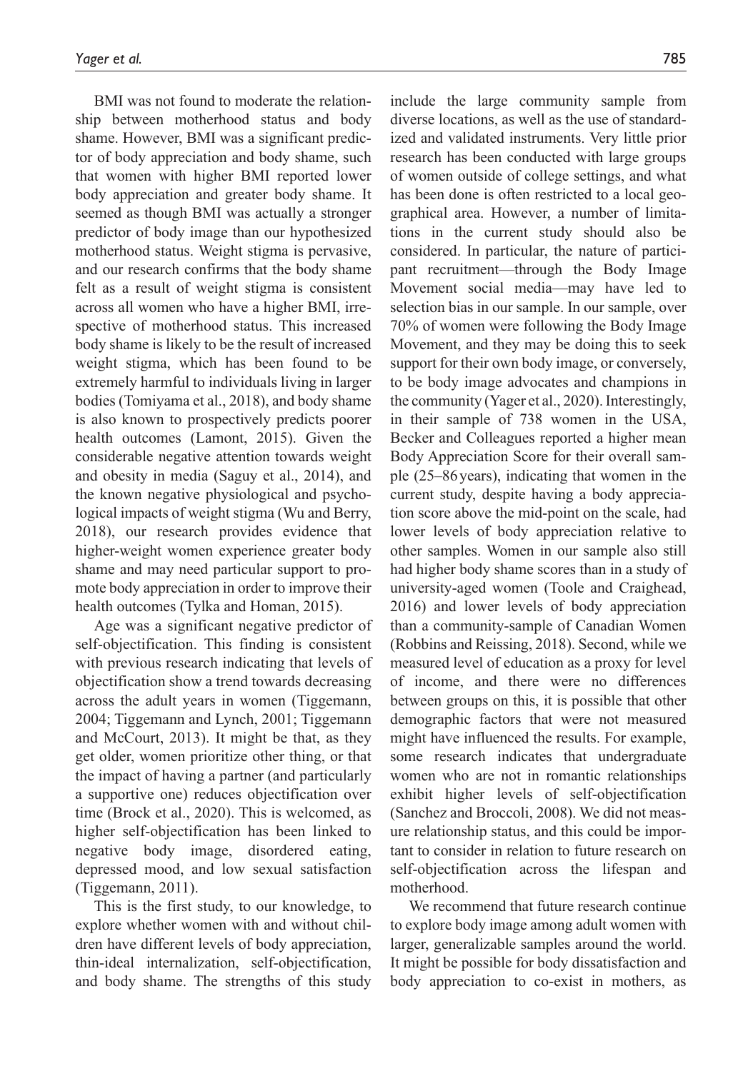BMI was not found to moderate the relationship between motherhood status and body shame. However, BMI was a significant predictor of body appreciation and body shame, such that women with higher BMI reported lower body appreciation and greater body shame. It seemed as though BMI was actually a stronger predictor of body image than our hypothesized motherhood status. Weight stigma is pervasive, and our research confirms that the body shame felt as a result of weight stigma is consistent across all women who have a higher BMI, irrespective of motherhood status. This increased body shame is likely to be the result of increased weight stigma, which has been found to be extremely harmful to individuals living in larger bodies (Tomiyama et al., 2018), and body shame is also known to prospectively predicts poorer health outcomes (Lamont, 2015). Given the considerable negative attention towards weight and obesity in media (Saguy et al., 2014), and the known negative physiological and psychological impacts of weight stigma (Wu and Berry, 2018), our research provides evidence that higher-weight women experience greater body shame and may need particular support to promote body appreciation in order to improve their health outcomes (Tylka and Homan, 2015).

Age was a significant negative predictor of self-objectification. This finding is consistent with previous research indicating that levels of objectification show a trend towards decreasing across the adult years in women (Tiggemann, 2004; Tiggemann and Lynch, 2001; Tiggemann and McCourt, 2013). It might be that, as they get older, women prioritize other thing, or that the impact of having a partner (and particularly a supportive one) reduces objectification over time (Brock et al., 2020). This is welcomed, as higher self-objectification has been linked to negative body image, disordered eating, depressed mood, and low sexual satisfaction (Tiggemann, 2011).

This is the first study, to our knowledge, to explore whether women with and without children have different levels of body appreciation, thin-ideal internalization, self-objectification, and body shame. The strengths of this study include the large community sample from diverse locations, as well as the use of standardized and validated instruments. Very little prior research has been conducted with large groups of women outside of college settings, and what has been done is often restricted to a local geographical area. However, a number of limitations in the current study should also be considered. In particular, the nature of participant recruitment—through the Body Image Movement social media—may have led to selection bias in our sample. In our sample, over 70% of women were following the Body Image Movement, and they may be doing this to seek support for their own body image, or conversely, to be body image advocates and champions in the community (Yager et al., 2020). Interestingly, in their sample of 738 women in the USA, Becker and Colleagues reported a higher mean Body Appreciation Score for their overall sample (25–86 years), indicating that women in the current study, despite having a body appreciation score above the mid-point on the scale, had lower levels of body appreciation relative to other samples. Women in our sample also still had higher body shame scores than in a study of university-aged women (Toole and Craighead, 2016) and lower levels of body appreciation than a community-sample of Canadian Women (Robbins and Reissing, 2018). Second, while we measured level of education as a proxy for level of income, and there were no differences between groups on this, it is possible that other demographic factors that were not measured might have influenced the results. For example, some research indicates that undergraduate women who are not in romantic relationships exhibit higher levels of self-objectification (Sanchez and Broccoli, 2008). We did not measure relationship status, and this could be important to consider in relation to future research on self-objectification across the lifespan and motherhood.

We recommend that future research continue to explore body image among adult women with larger, generalizable samples around the world. It might be possible for body dissatisfaction and body appreciation to co-exist in mothers, as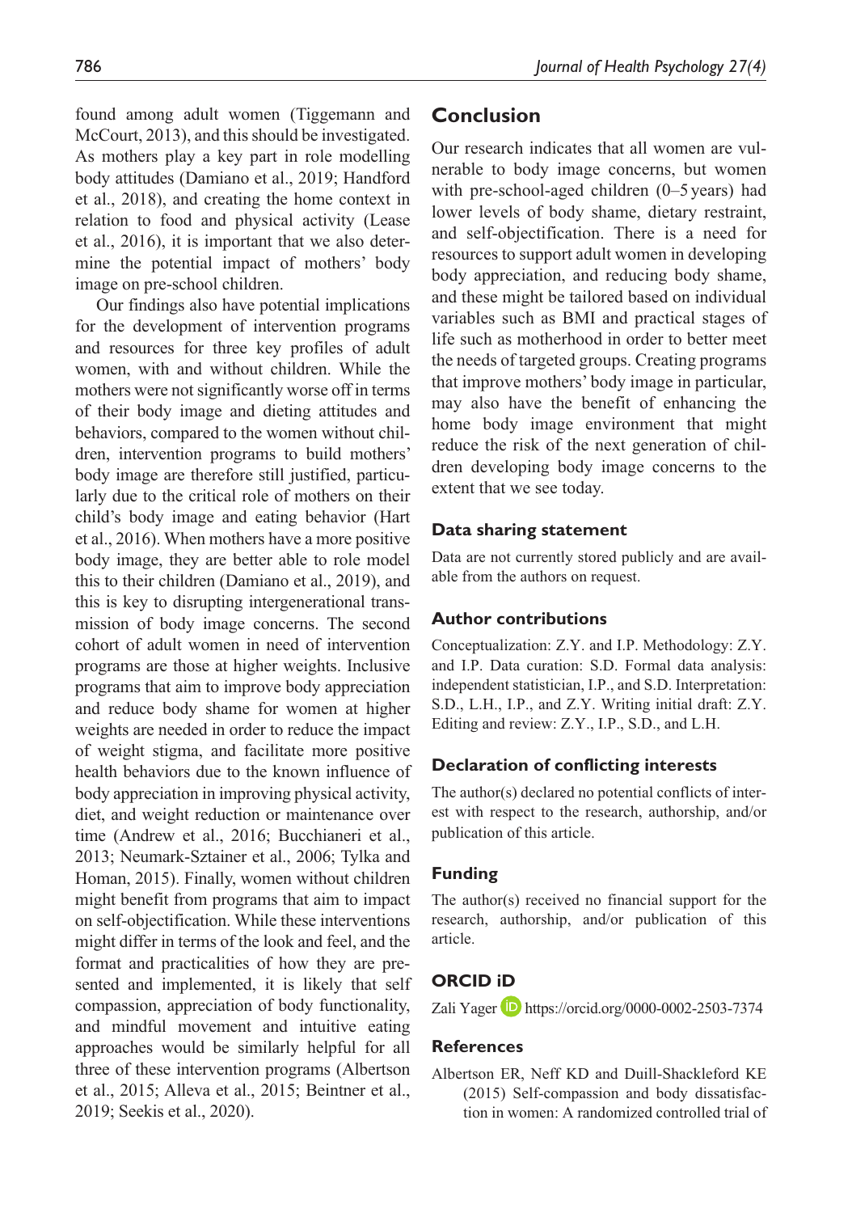found among adult women (Tiggemann and McCourt, 2013), and this should be investigated. As mothers play a key part in role modelling body attitudes (Damiano et al., 2019; Handford et al., 2018), and creating the home context in relation to food and physical activity (Lease et al., 2016), it is important that we also determine the potential impact of mothers' body image on pre-school children.

Our findings also have potential implications for the development of intervention programs and resources for three key profiles of adult women, with and without children. While the mothers were not significantly worse off in terms of their body image and dieting attitudes and behaviors, compared to the women without children, intervention programs to build mothers' body image are therefore still justified, particularly due to the critical role of mothers on their child's body image and eating behavior (Hart et al., 2016). When mothers have a more positive body image, they are better able to role model this to their children (Damiano et al., 2019), and this is key to disrupting intergenerational transmission of body image concerns. The second cohort of adult women in need of intervention programs are those at higher weights. Inclusive programs that aim to improve body appreciation and reduce body shame for women at higher weights are needed in order to reduce the impact of weight stigma, and facilitate more positive health behaviors due to the known influence of body appreciation in improving physical activity, diet, and weight reduction or maintenance over time (Andrew et al., 2016; Bucchianeri et al., 2013; Neumark-Sztainer et al., 2006; Tylka and Homan, 2015). Finally, women without children might benefit from programs that aim to impact on self-objectification. While these interventions might differ in terms of the look and feel, and the format and practicalities of how they are presented and implemented, it is likely that self compassion, appreciation of body functionality, and mindful movement and intuitive eating approaches would be similarly helpful for all three of these intervention programs (Albertson et al., 2015; Alleva et al., 2015; Beintner et al., 2019; Seekis et al., 2020).

## Conclusion

Our research indicates that all women are vulnerable to body image concerns, but women with pre-school-aged children (0–5 years) had lower levels of body shame, dietary restraint, and self-objectification. There is a need for resources to support adult women in developing body appreciation, and reducing body shame, and these might be tailored based on individual variables such as BMI and practical stages of life such as motherhood in order to better meet the needs of targeted groups. Creating programs that improve mothers' body image in particular, may also have the benefit of enhancing the home body image environment that might reduce the risk of the next generation of children developing body image concerns to the extent that we see today.

### Data sharing statement

Data are not currently stored publicly and are available from the authors on request.

### Author contributions

Conceptualization: Z.Y. and I.P. Methodology: Z.Y. and I.P. Data curation: S.D. Formal data analysis: independent statistician, I.P., and S.D. Interpretation: S.D., L.H., I.P., and Z.Y. Writing initial draft: Z.Y. Editing and review: Z.Y., I.P., S.D., and L.H.

### Declaration of conflicting interests

The author(s) declared no potential conflicts of interest with respect to the research, authorship, and/or publication of this article.

### Funding

The author(s) received no financial support for the research, authorship, and/or publication of this article.

### ORCID iD

Zali Yager https://orcid.org/0000-0002-2503-7374

### References

Albertson ER, Neff KD and Duill-Shackleford KE (2015) Self-compassion and body dissatisfaction in women: A randomized controlled trial of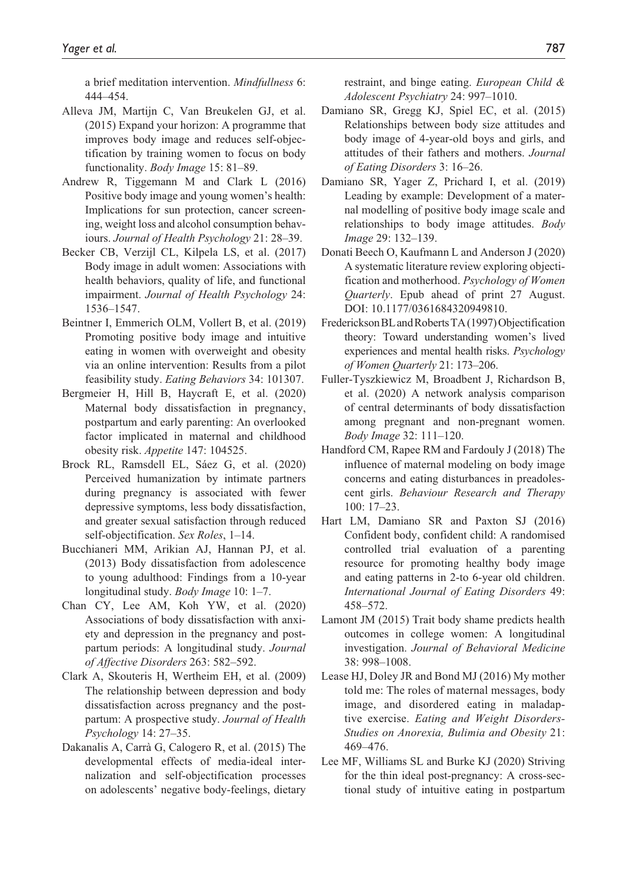a brief meditation intervention. *Mindfullness* 6: 444–454.

Alleva JM, Martijn C, Van Breukelen GJ, et al. (2015) Expand your horizon: A programme that improves body image and reduces self-objectification by training women to focus on body functionality. *Body Image* 15: 81–89.

Andrew R, Tiggemann M and Clark L (2016) Positive body image and young women's health: Implications for sun protection, cancer screening, weight loss and alcohol consumption behaviours. *Journal of Health Psychology* 21: 28–39.

Becker CB, Verzijl CL, Kilpela LS, et al. (2017) Body image in adult women: Associations with health behaviors, quality of life, and functional impairment. *Journal of Health Psychology* 24: 1536–1547.

Beintner I, Emmerich OLM, Vollert B, et al. (2019) Promoting positive body image and intuitive eating in women with overweight and obesity via an online intervention: Results from a pilot feasibility study. *Eating Behaviors* 34: 101307.

Bergmeier H, Hill B, Haycraft E, et al. (2020) Maternal body dissatisfaction in pregnancy, postpartum and early parenting: An overlooked factor implicated in maternal and childhood obesity risk. *Appetite* 147: 104525.

Brock RL, Ramsdell EL, Sáez G, et al. (2020) Perceived humanization by intimate partners during pregnancy is associated with fewer depressive symptoms, less body dissatisfaction, and greater sexual satisfaction through reduced self-objectification. *Sex Roles*, 1–14.

Bucchianeri MM, Arikian AJ, Hannan PJ, et al. (2013) Body dissatisfaction from adolescence to young adulthood: Findings from a 10-year longitudinal study. *Body Image* 10: 1–7.

Chan CY, Lee AM, Koh YW, et al. (2020) Associations of body dissatisfaction with anxiety and depression in the pregnancy and postpartum periods: A longitudinal study. *Journal of Affective Disorders* 263: 582–592.

Clark A, Skouteris H, Wertheim EH, et al. (2009) The relationship between depression and body dissatisfaction across pregnancy and the postpartum: A prospective study. *Journal of Health Psychology* 14: 27–35.

Dakanalis A, Carrà G, Calogero R, et al. (2015) The developmental effects of media-ideal internalization and self-objectification processes on adolescents' negative body-feelings, dietary restraint, and binge eating. *European Child & Adolescent Psychiatry* 24: 997–1010.

Damiano SR, Gregg KJ, Spiel EC, et al. (2015) Relationships between body size attitudes and body image of 4-year-old boys and girls, and attitudes of their fathers and mothers. *Journal of Eating Disorders* 3: 16–26.

Damiano SR, Yager Z, Prichard I, et al. (2019) Leading by example: Development of a maternal modelling of positive body image scale and relationships to body image attitudes. *Body Image* 29: 132–139.

Donati Beech O, Kaufmann L and Anderson J (2020) A systematic literature review exploring objectification and motherhood. *Psychology of Women Quarterly*. Epub ahead of print 27 August. DOI: 10.1177/0361684320949810.

Frederickson BL and Roberts TA (1997) Objectification theory: Toward understanding women's lived experiences and mental health risks. *Psychology of Women Quarterly* 21: 173–206.

Fuller-Tyszkiewicz M, Broadbent J, Richardson B, et al. (2020) A network analysis comparison of central determinants of body dissatisfaction among pregnant and non-pregnant women. *Body Image* 32: 111–120.

Handford CM, Rapee RM and Fardouly J (2018) The influence of maternal modeling on body image concerns and eating disturbances in preadolescent girls. *Behaviour Research and Therapy* 100: 17–23.

Hart LM, Damiano SR and Paxton SJ (2016) Confident body, confident child: A randomised controlled trial evaluation of a parenting resource for promoting healthy body image and eating patterns in 2-to 6-year old children. *International Journal of Eating Disorders* 49: 458–572.

Lamont JM (2015) Trait body shame predicts health outcomes in college women: A longitudinal investigation. *Journal of Behavioral Medicine* 38: 998–1008.

Lease HJ, Doley JR and Bond MJ (2016) My mother told me: The roles of maternal messages, body image, and disordered eating in maladaptive exercise. *Eating and Weight Disorders-Studies on Anorexia, Bulimia and Obesity* 21: 469–476.

Lee MF, Williams SL and Burke KJ (2020) Striving for the thin ideal post-pregnancy: A cross-sectional study of intuitive eating in postpartum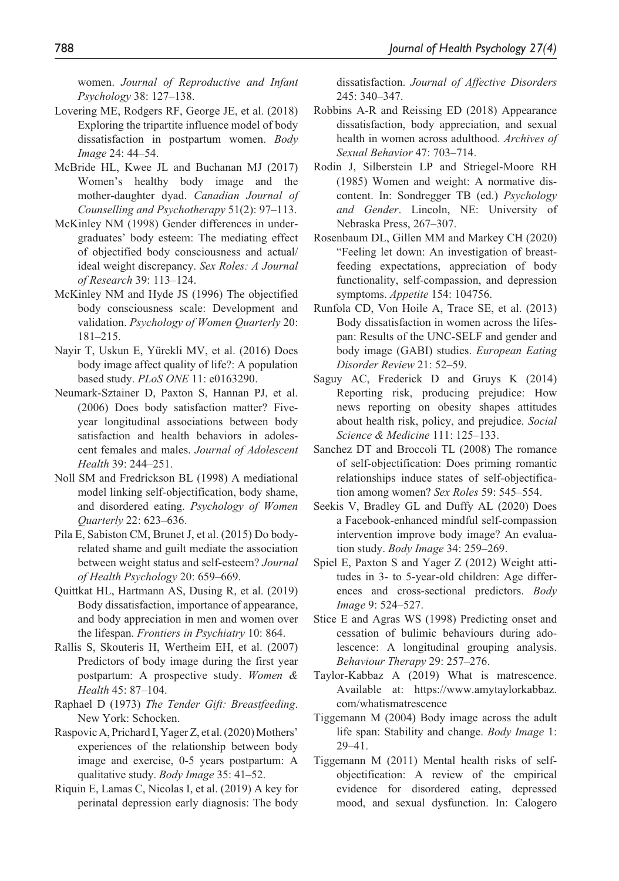women. *Journal of Reproductive and Infant Psychology* 38: 127–138.

Lovering ME, Rodgers RF, George JE, et al. (2018) Exploring the tripartite influence model of body dissatisfaction in postpartum women. *Body Image* 24: 44–54.

McBride HL, Kwee JL and Buchanan MJ (2017) Women's healthy body image and the mother-daughter dyad. *Canadian Journal of Counselling and Psychotherapy* 51(2): 97–113.

McKinley NM (1998) Gender differences in undergraduates' body esteem: The mediating effect of objectified body consciousness and actual/ideal weight discrepancy. *Sex Roles: A Journal of Research* 39: 113–124.

McKinley NM and Hyde JS (1996) The objectified body consciousness scale: Development and validation. *Psychology of Women Quarterly* 20: 181–215.

Nayir T, Uskun E, Yürekli MV, et al. (2016) Does body image affect quality of life?: A population based study. *PLoS ONE* 11: e0163290.

Neumark-Sztainer D, Paxton S, Hannan PJ, et al. (2006) Does body satisfaction matter? Five-year longitudinal associations between body satisfaction and health behaviors in adolescent females and males. *Journal of Adolescent Health* 39: 244–251.

Noll SM and Fredrickson BL (1998) A mediational model linking self-objectification, body shame, and disordered eating. *Psychology of Women Quarterly* 22: 623–636.

Pila E, Sabiston CM, Brunet J, et al. (2015) Do body-related shame and guilt mediate the association between weight status and self-esteem? *Journal of Health Psychology* 20: 659–669.

Quittkat HL, Hartmann AS, Dusing R, et al. (2019) Body dissatisfaction, importance of appearance, and body appreciation in men and women over the lifespan. *Frontiers in Psychiatry* 10: 864.

Rallis S, Skouteris H, Wertheim EH, et al. (2007) Predictors of body image during the first year postpartum: A prospective study. *Women & Health* 45: 87–104.

Raphael D (1973) *The Tender Gift: Breastfeeding*. New York: Schocken.

Raspovic A, Prichard I, Yager Z, et al. (2020) Mothers' experiences of the relationship between body image and exercise, 0-5 years postpartum: A qualitative study. *Body Image* 35: 41–52.

Riquin E, Lamas C, Nicolas I, et al. (2019) A key for perinatal depression early diagnosis: The body dissatisfaction. *Journal of Affective Disorders* 245: 340–347.

Robbins A-R and Reissing ED (2018) Appearance dissatisfaction, body appreciation, and sexual health in women across adulthood. *Archives of Sexual Behavior* 47: 703–714.

Rodin J, Silberstein LP and Striegel-Moore RH (1985) Women and weight: A normative discontent. In: Sondregger TB (ed.) *Psychology and Gender*. Lincoln, NE: University of Nebraska Press, 267–307.

Rosenbaum DL, Gillen MM and Markey CH (2020) "Feeling let down: An investigation of breastfeeding expectations, appreciation of body functionality, self-compassion, and depression symptoms. *Appetite* 154: 104756.

Runfola CD, Von Hoile A, Trace SE, et al. (2013) Body dissatisfaction in women across the lifespan: Results of the UNC-SELF and gender and body image (GABI) studies. *European Eating Disorder Review* 21: 52–59.

Saguy AC, Frederick D and Gruys K (2014) Reporting risk, producing prejudice: How news reporting on obesity shapes attitudes about health risk, policy, and prejudice. *Social Science & Medicine* 111: 125–133.

Sanchez DT and Broccoli TL (2008) The romance of self-objectification: Does priming romantic relationships induce states of self-objectification among women? *Sex Roles* 59: 545–554.

Seekis V, Bradley GL and Duffy AL (2020) Does a Facebook-enhanced mindful self-compassion intervention improve body image? An evaluation study. *Body Image* 34: 259–269.

Spiel E, Paxton S and Yager Z (2012) Weight attitudes in 3- to 5-year-old children: Age differences and cross-sectional predictors. *Body Image* 9: 524–527.

Stice E and Agras WS (1998) Predicting onset and cessation of bulimic behaviours during adolescence: A longitudinal grouping analysis. *Behaviour Therapy* 29: 257–276.

Taylor-Kabbaz A (2019) What is matrescence. Available at: https://www.amytaylorkabbaz.com/whatismatrescence

Tiggemann M (2004) Body image across the adult life span: Stability and change. *Body Image* 1: 29–41.

Tiggemann M (2011) Mental health risks of self-objectification: A review of the empirical evidence for disordered eating, depressed mood, and sexual dysfunction. In: Calogero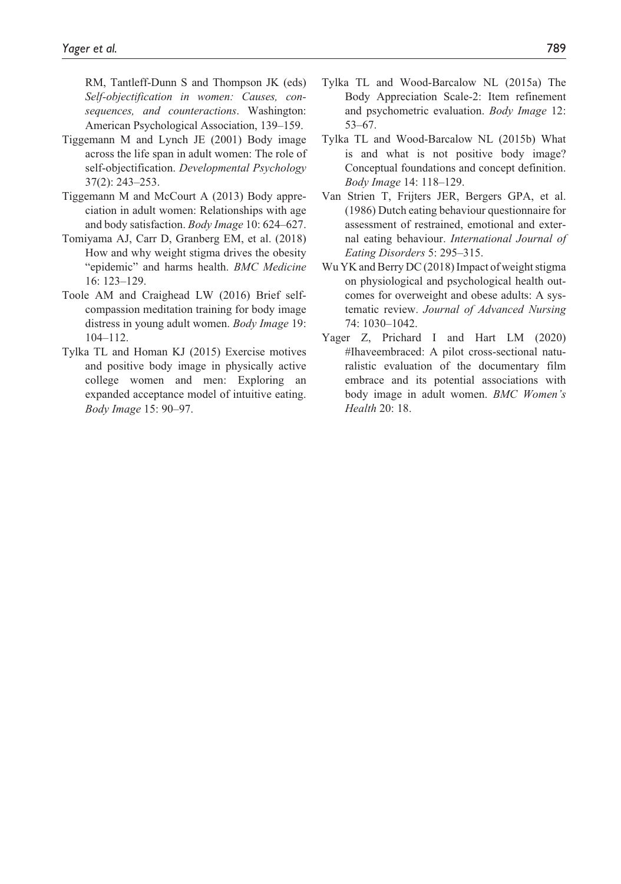RM, Tantleff-Dunn S and Thompson JK (eds) *Self-objectification in women: Causes, consequences, and counteractions*. Washington: American Psychological Association, 139–159.

Tiggemann M and Lynch JE (2001) Body image across the life span in adult women: The role of self-objectification. *Developmental Psychology* 37(2): 243–253.

Tiggemann M and McCourt A (2013) Body appreciation in adult women: Relationships with age and body satisfaction. *Body Image* 10: 624–627.

Tomiyama AJ, Carr D, Granberg EM, et al. (2018) How and why weight stigma drives the obesity "epidemic" and harms health. *BMC Medicine* 16: 123–129.

Toole AM and Craighead LW (2016) Brief self-compassion meditation training for body image distress in young adult women. *Body Image* 19: 104–112.

Tylka TL and Homan KJ (2015) Exercise motives and positive body image in physically active college women and men: Exploring an expanded acceptance model of intuitive eating. *Body Image* 15: 90–97.

Tylka TL and Wood-Barcalow NL (2015a) The Body Appreciation Scale-2: Item refinement and psychometric evaluation. *Body Image* 12: 53–67.

Tylka TL and Wood-Barcalow NL (2015b) What is and what is not positive body image? Conceptual foundations and concept definition. *Body Image* 14: 118–129.

Van Strien T, Frijters JER, Bergers GPA, et al. (1986) Dutch eating behaviour questionnaire for assessment of restrained, emotional and external eating behaviour. *International Journal of Eating Disorders* 5: 295–315.

Wu YK and Berry DC (2018) Impact of weight stigma on physiological and psychological health outcomes for overweight and obese adults: A systematic review. *Journal of Advanced Nursing* 74: 1030–1042.

Yager Z, Prichard I and Hart LM (2020) #Ihaveembraced: A pilot cross-sectional naturalistic evaluation of the documentary film embrace and its potential associations with body image in adult women. *BMC Women's Health* 20: 18.